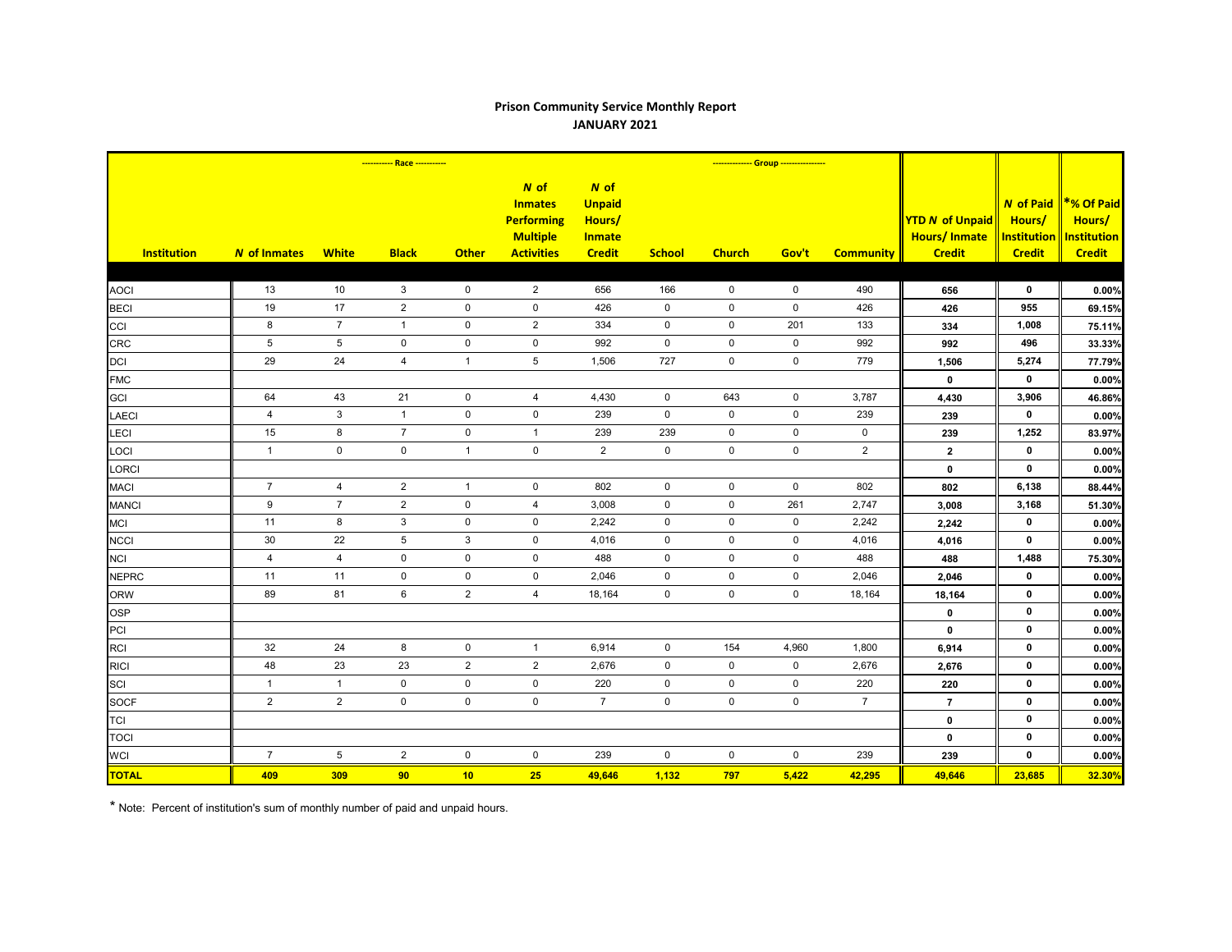## Prison Community Service Monthly Report
## JANUARY 2021

| Institution | *N* of Inmates | ---------- Race ---------- White | Black | Other | *N* of Inmates Performing Multiple Activities | *N* of Unpaid Hours/ Inmate Credit | ------------- Group --------------- School | Church | Gov't | Community | YTD *N* of Unpaid Hours/ Inmate Credit | *N* of Paid Hours/ Institution Credit | *% Of Paid Hours/ Institution Credit |
|---|---|---|---|---|---|---|---|---|---|---|---|---|---|
| AOCI | 13 | 10 | 3 | 0 | 2 | 656 | 166 | 0 | 0 | 490 | 656 | 0 | 0.00% |
| BECI | 19 | 17 | 2 | 0 | 0 | 426 | 0 | 0 | 0 | 426 | 426 | 955 | 69.15% |
| CCI | 8 | 7 | 1 | 0 | 2 | 334 | 0 | 0 | 201 | 133 | 334 | 1,008 | 75.11% |
| CRC | 5 | 5 | 0 | 0 | 0 | 992 | 0 | 0 | 0 | 992 | 992 | 496 | 33.33% |
| DCI | 29 | 24 | 4 | 1 | 5 | 1,506 | 727 | 0 | 0 | 779 | 1,506 | 5,274 | 77.79% |
| FMC | | | | | | | | | | | 0 | 0 | 0.00% |
| GCI | 64 | 43 | 21 | 0 | 4 | 4,430 | 0 | 643 | 0 | 3,787 | 4,430 | 3,906 | 46.86% |
| LAECI | 4 | 3 | 1 | 0 | 0 | 239 | 0 | 0 | 0 | 239 | 239 | 0 | 0.00% |
| LECI | 15 | 8 | 7 | 0 | 1 | 239 | 239 | 0 | 0 | 0 | 239 | 1,252 | 83.97% |
| LOCI | 1 | 0 | 0 | 1 | 0 | 2 | 0 | 0 | 0 | 2 | 2 | 0 | 0.00% |
| LORCI | | | | | | | | | | | 0 | 0 | 0.00% |
| MACI | 7 | 4 | 2 | 1 | 0 | 802 | 0 | 0 | 0 | 802 | 802 | 6,138 | 88.44% |
| MANCI | 9 | 7 | 2 | 0 | 4 | 3,008 | 0 | 0 | 261 | 2,747 | 3,008 | 3,168 | 51.30% |
| MCI | 11 | 8 | 3 | 0 | 0 | 2,242 | 0 | 0 | 0 | 2,242 | 2,242 | 0 | 0.00% |
| NCCI | 30 | 22 | 5 | 3 | 0 | 4,016 | 0 | 0 | 0 | 4,016 | 4,016 | 0 | 0.00% |
| NCI | 4 | 4 | 0 | 0 | 0 | 488 | 0 | 0 | 0 | 488 | 488 | 1,488 | 75.30% |
| NEPRC | 11 | 11 | 0 | 0 | 0 | 2,046 | 0 | 0 | 0 | 2,046 | 2,046 | 0 | 0.00% |
| ORW | 89 | 81 | 6 | 2 | 4 | 18,164 | 0 | 0 | 0 | 18,164 | 18,164 | 0 | 0.00% |
| OSP | | | | | | | | | | | 0 | 0 | 0.00% |
| PCI | | | | | | | | | | | 0 | 0 | 0.00% |
| RCI | 32 | 24 | 8 | 0 | 1 | 6,914 | 0 | 154 | 4,960 | 1,800 | 6,914 | 0 | 0.00% |
| RICI | 48 | 23 | 23 | 2 | 2 | 2,676 | 0 | 0 | 0 | 2,676 | 2,676 | 0 | 0.00% |
| SCI | 1 | 1 | 0 | 0 | 0 | 220 | 0 | 0 | 0 | 220 | 220 | 0 | 0.00% |
| SOCF | 2 | 2 | 0 | 0 | 0 | 7 | 0 | 0 | 0 | 7 | 7 | 0 | 0.00% |
| TCI | | | | | | | | | | | 0 | 0 | 0.00% |
| TOCI | | | | | | | | | | | 0 | 0 | 0.00% |
| WCI | 7 | 5 | 2 | 0 | 0 | 239 | 0 | 0 | 0 | 239 | 239 | 0 | 0.00% |
| **TOTAL** | **409** | **309** | **90** | **10** | **25** | **49,646** | **1,132** | **797** | **5,422** | **42,295** | **49,646** | **23,685** | **32.30%** |

\* Note: Percent of institution's sum of monthly number of paid and unpaid hours.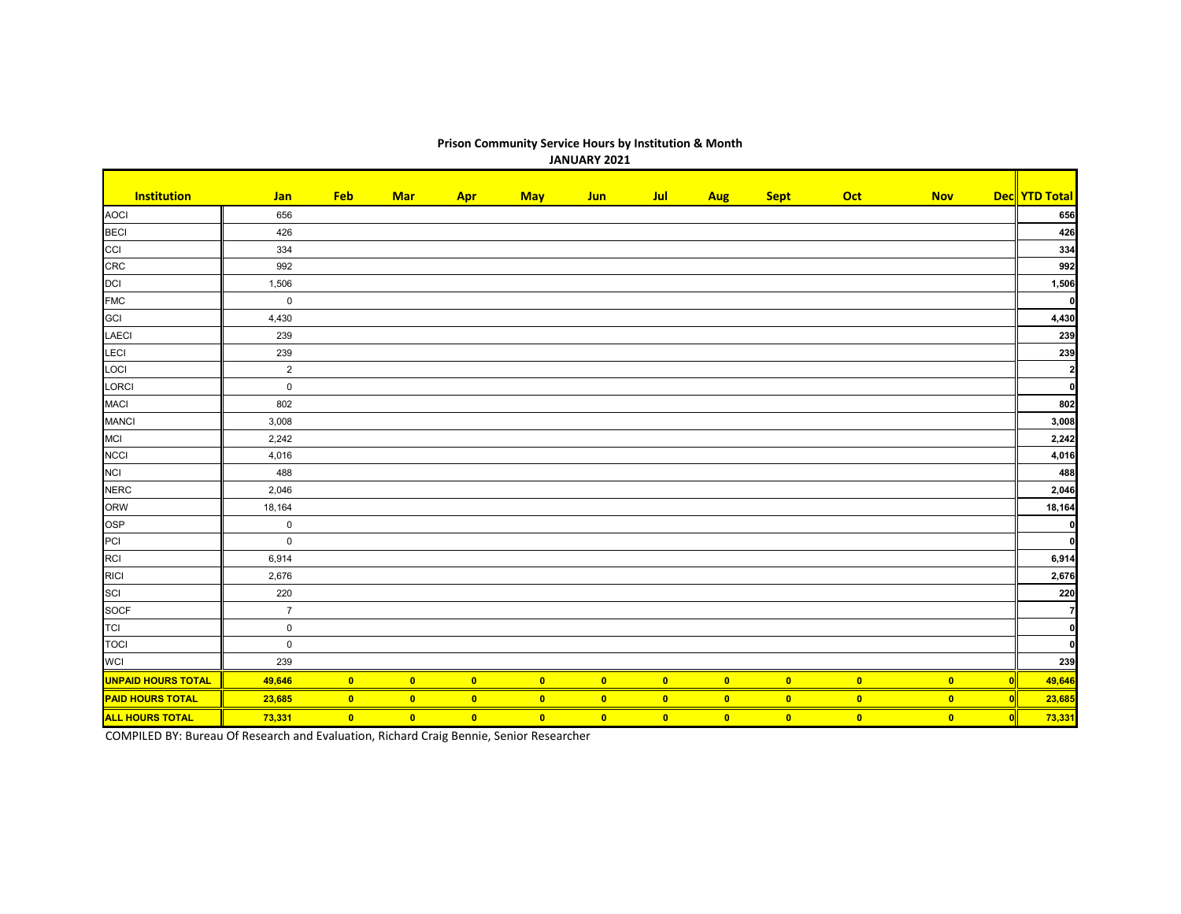**Prison Community Service Hours by Institution & Month**
**JANUARY 2021**

| Institution | Jan | Feb | Mar | Apr | May | Jun | Jul | Aug | Sept | Oct | Nov | Dec | YTD Total |
|---|---|---|---|---|---|---|---|---|---|---|---|---|---|
| AOCI | 656 | | | | | | | | | | | | 656 |
| BECI | 426 | | | | | | | | | | | | 426 |
| CCI | 334 | | | | | | | | | | | | 334 |
| CRC | 992 | | | | | | | | | | | | 992 |
| DCI | 1,506 | | | | | | | | | | | | 1,506 |
| FMC | 0 | | | | | | | | | | | | 0 |
| GCI | 4,430 | | | | | | | | | | | | 4,430 |
| LAECI | 239 | | | | | | | | | | | | 239 |
| LECI | 239 | | | | | | | | | | | | 239 |
| LOCI | 2 | | | | | | | | | | | | 2 |
| LORCI | 0 | | | | | | | | | | | | 0 |
| MACI | 802 | | | | | | | | | | | | 802 |
| MANCI | 3,008 | | | | | | | | | | | | 3,008 |
| MCI | 2,242 | | | | | | | | | | | | 2,242 |
| NCCI | 4,016 | | | | | | | | | | | | 4,016 |
| NCI | 488 | | | | | | | | | | | | 488 |
| NERC | 2,046 | | | | | | | | | | | | 2,046 |
| ORW | 18,164 | | | | | | | | | | | | 18,164 |
| OSP | 0 | | | | | | | | | | | | 0 |
| PCI | 0 | | | | | | | | | | | | 0 |
| RCI | 6,914 | | | | | | | | | | | | 6,914 |
| RICI | 2,676 | | | | | | | | | | | | 2,676 |
| SCI | 220 | | | | | | | | | | | | 220 |
| SOCF | 7 | | | | | | | | | | | | 7 |
| TCI | 0 | | | | | | | | | | | | 0 |
| TOCI | 0 | | | | | | | | | | | | 0 |
| WCI | 239 | | | | | | | | | | | | 239 |
| **UNPAID HOURS TOTAL** | **49,646** | **0** | **0** | **0** | **0** | **0** | **0** | **0** | **0** | **0** | **0** | **0** | **49,646** |
| **PAID HOURS TOTAL** | **23,685** | **0** | **0** | **0** | **0** | **0** | **0** | **0** | **0** | **0** | **0** | **0** | **23,685** |
| **ALL HOURS TOTAL** | **73,331** | **0** | **0** | **0** | **0** | **0** | **0** | **0** | **0** | **0** | **0** | **0** | **73,331** |

COMPILED BY: Bureau Of Research and Evaluation, Richard Craig Bennie, Senior Researcher